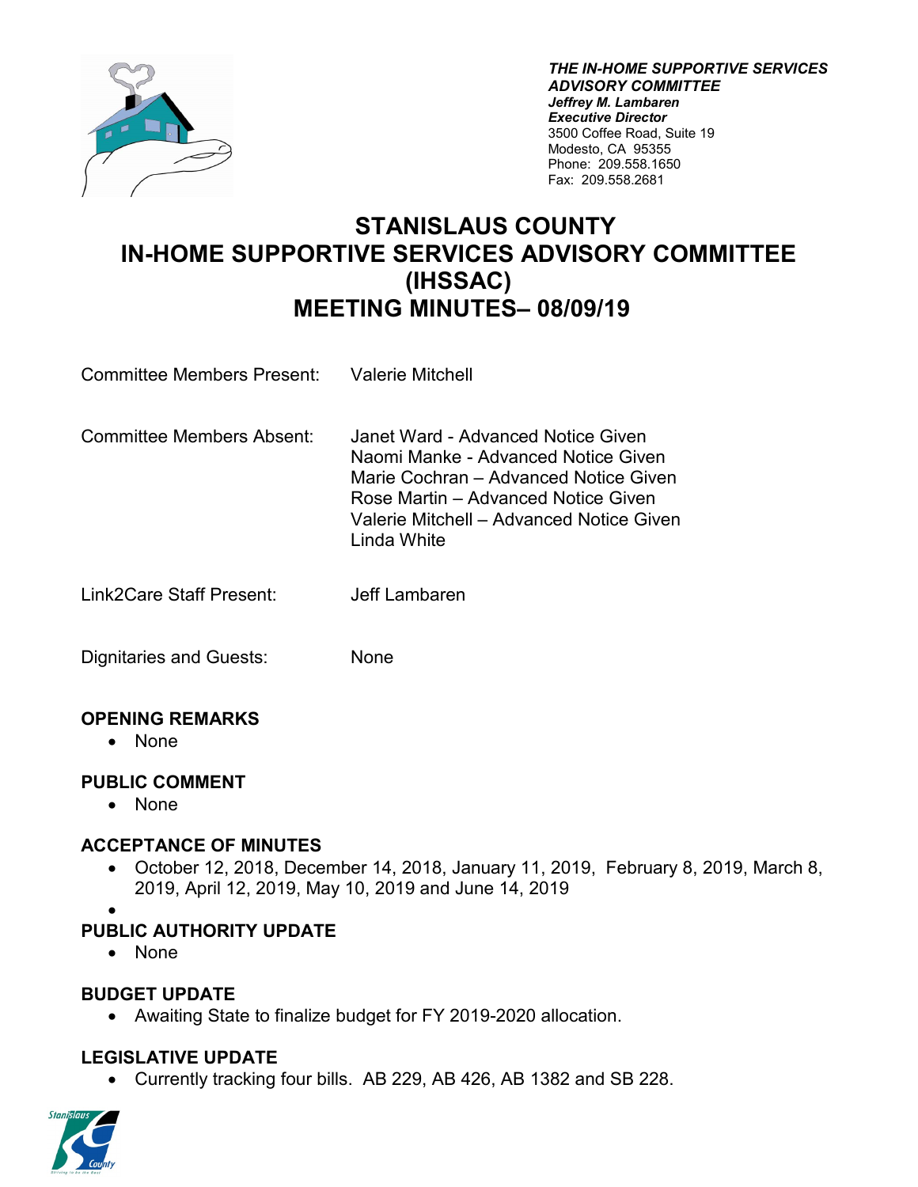*THE IN-HOME SUPPORTIVE SERVICES*
***ADVISORY COMMITTEE***
***Jeffrey M. Lambaren***
***Executive Director***
3500 Coffee Road, Suite 19
Modesto, CA 95355
Phone: 209.558.1650
Fax: 209.558.2681

# STANISLAUS COUNTY
# IN-HOME SUPPORTIVE SERVICES ADVISORY COMMITTEE (IHSSAC)
# MEETING MINUTES– 08/09/19

Committee Members Present: Valerie Mitchell

Committee Members Absent:
Janet Ward - Advanced Notice Given
Naomi Manke - Advanced Notice Given
Marie Cochran – Advanced Notice Given
Rose Martin – Advanced Notice Given
Valerie Mitchell – Advanced Notice Given
Linda White

Link2Care Staff Present: Jeff Lambaren

Dignitaries and Guests: None

**OPENING REMARKS**
- None

**PUBLIC COMMENT**
- None

**ACCEPTANCE OF MINUTES**
- October 12, 2018, December 14, 2018, January 11, 2019, February 8, 2019, March 8, 2019, April 12, 2019, May 10, 2019 and June 14, 2019
- 

**PUBLIC AUTHORITY UPDATE**
- None

**BUDGET UPDATE**
- Awaiting State to finalize budget for FY 2019-2020 allocation.

**LEGISLATIVE UPDATE**
- Currently tracking four bills. AB 229, AB 426, AB 1382 and SB 228.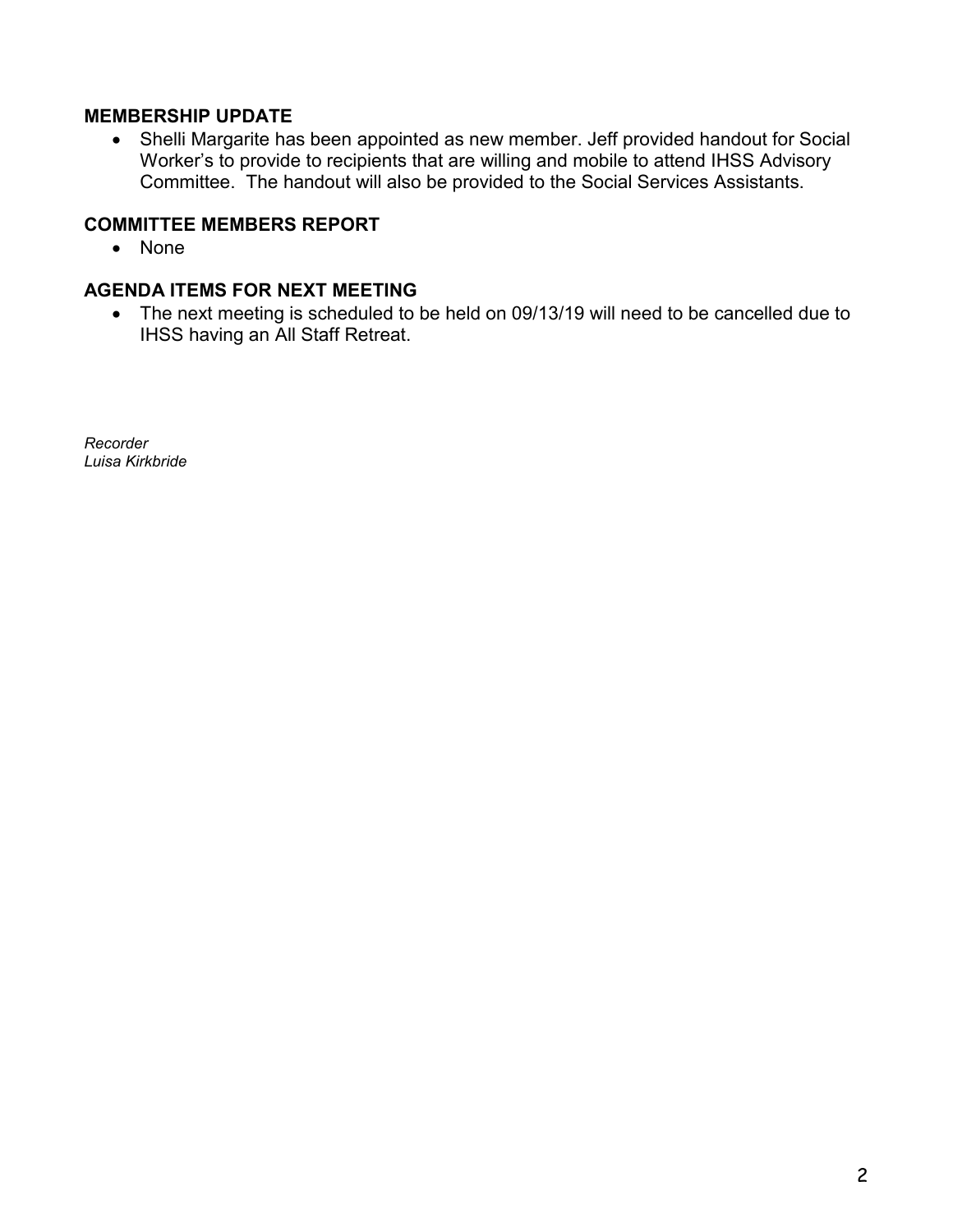## MEMBERSHIP UPDATE

- Shelli Margarite has been appointed as new member. Jeff provided handout for Social Worker's to provide to recipients that are willing and mobile to attend IHSS Advisory Committee. The handout will also be provided to the Social Services Assistants.

## COMMITTEE MEMBERS REPORT

- None

## AGENDA ITEMS FOR NEXT MEETING

- The next meeting is scheduled to be held on 09/13/19 will need to be cancelled due to IHSS having an All Staff Retreat.

*Recorder*
*Luisa Kirkbride*